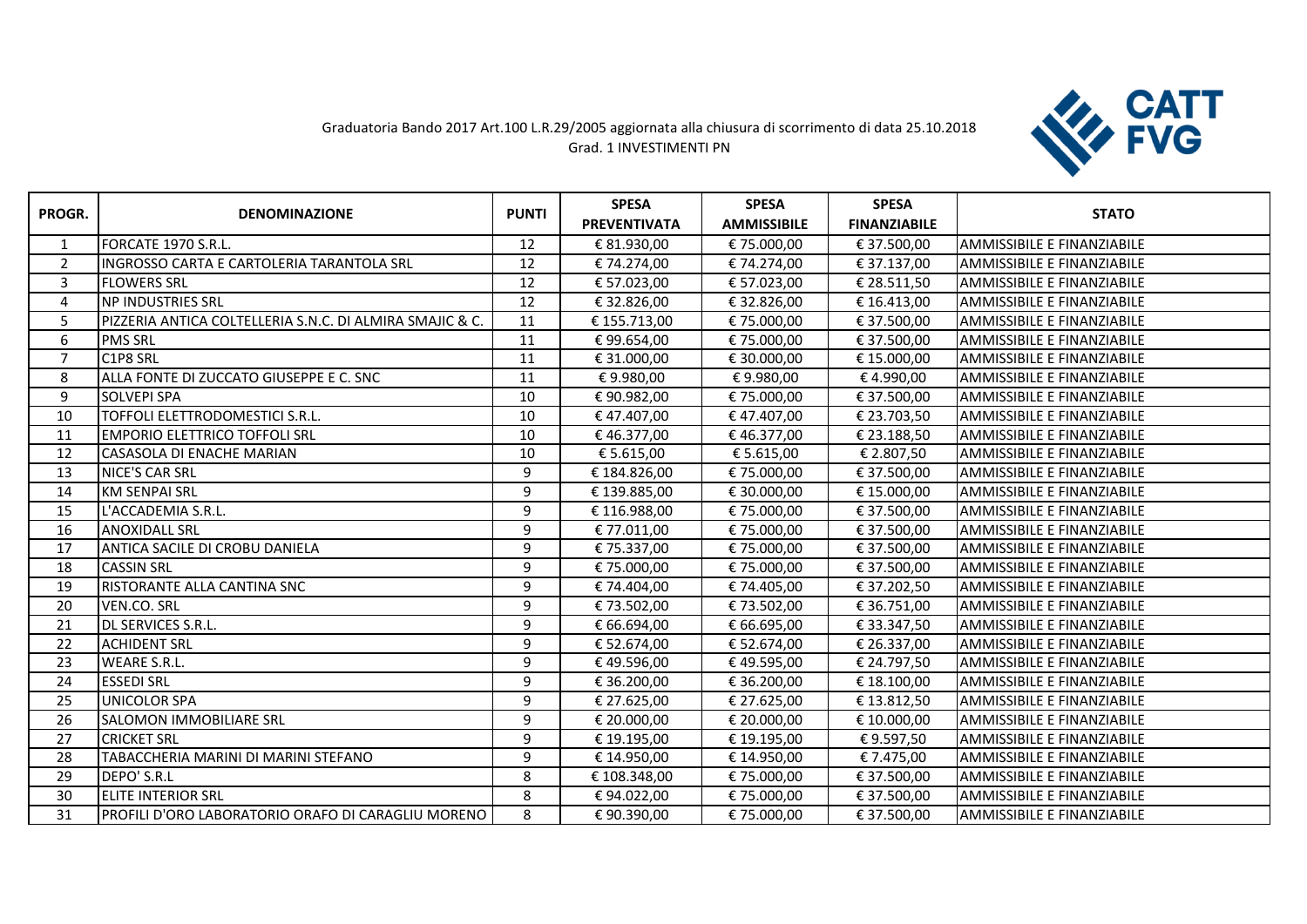Graduatoria Bando 2017 Art.100 L.R.29/2005 aggiornata alla chiusura di scorrimento di data 25.10.2018
Grad. 1 INVESTIMENTI PN

CATT FVG

| PROGR. | DENOMINAZIONE | PUNTI | SPESA PREVENTIVATA | SPESA AMMISSIBILE | SPESA FINANZIABILE | STATO |
|---|---|---|---|---|---|---|
| 1 | FORCATE 1970 S.R.L. | 12 | € 81.930,00 | € 75.000,00 | € 37.500,00 | AMMISSIBILE E FINANZIABILE |
| 2 | INGROSSO CARTA E CARTOLERIA TARANTOLA SRL | 12 | € 74.274,00 | € 74.274,00 | € 37.137,00 | AMMISSIBILE E FINANZIABILE |
| 3 | FLOWERS SRL | 12 | € 57.023,00 | € 57.023,00 | € 28.511,50 | AMMISSIBILE E FINANZIABILE |
| 4 | NP INDUSTRIES SRL | 12 | € 32.826,00 | € 32.826,00 | € 16.413,00 | AMMISSIBILE E FINANZIABILE |
| 5 | PIZZERIA ANTICA COLTELLERIA S.N.C. DI ALMIRA SMAJIC & C. | 11 | € 155.713,00 | € 75.000,00 | € 37.500,00 | AMMISSIBILE E FINANZIABILE |
| 6 | PMS SRL | 11 | € 99.654,00 | € 75.000,00 | € 37.500,00 | AMMISSIBILE E FINANZIABILE |
| 7 | C1P8 SRL | 11 | € 31.000,00 | € 30.000,00 | € 15.000,00 | AMMISSIBILE E FINANZIABILE |
| 8 | ALLA FONTE DI ZUCCATO GIUSEPPE E C. SNC | 11 | € 9.980,00 | € 9.980,00 | € 4.990,00 | AMMISSIBILE E FINANZIABILE |
| 9 | SOLVEPI SPA | 10 | € 90.982,00 | € 75.000,00 | € 37.500,00 | AMMISSIBILE E FINANZIABILE |
| 10 | TOFFOLI ELETTRODOMESTICI S.R.L. | 10 | € 47.407,00 | € 47.407,00 | € 23.703,50 | AMMISSIBILE E FINANZIABILE |
| 11 | EMPORIO ELETTRICO TOFFOLI SRL | 10 | € 46.377,00 | € 46.377,00 | € 23.188,50 | AMMISSIBILE E FINANZIABILE |
| 12 | CASASOLA DI ENACHE MARIAN | 10 | € 5.615,00 | € 5.615,00 | € 2.807,50 | AMMISSIBILE E FINANZIABILE |
| 13 | NICE'S CAR SRL | 9 | € 184.826,00 | € 75.000,00 | € 37.500,00 | AMMISSIBILE E FINANZIABILE |
| 14 | KM SENPAI SRL | 9 | € 139.885,00 | € 30.000,00 | € 15.000,00 | AMMISSIBILE E FINANZIABILE |
| 15 | L'ACCADEMIA S.R.L. | 9 | € 116.988,00 | € 75.000,00 | € 37.500,00 | AMMISSIBILE E FINANZIABILE |
| 16 | ANOXIDALL SRL | 9 | € 77.011,00 | € 75.000,00 | € 37.500,00 | AMMISSIBILE E FINANZIABILE |
| 17 | ANTICA SACILE DI CROBU DANIELA | 9 | € 75.337,00 | € 75.000,00 | € 37.500,00 | AMMISSIBILE E FINANZIABILE |
| 18 | CASSIN SRL | 9 | € 75.000,00 | € 75.000,00 | € 37.500,00 | AMMISSIBILE E FINANZIABILE |
| 19 | RISTORANTE ALLA CANTINA SNC | 9 | € 74.404,00 | € 74.405,00 | € 37.202,50 | AMMISSIBILE E FINANZIABILE |
| 20 | VEN.CO. SRL | 9 | € 73.502,00 | € 73.502,00 | € 36.751,00 | AMMISSIBILE E FINANZIABILE |
| 21 | DL SERVICES S.R.L. | 9 | € 66.694,00 | € 66.695,00 | € 33.347,50 | AMMISSIBILE E FINANZIABILE |
| 22 | ACHIDENT SRL | 9 | € 52.674,00 | € 52.674,00 | € 26.337,00 | AMMISSIBILE E FINANZIABILE |
| 23 | WEARE S.R.L. | 9 | € 49.596,00 | € 49.595,00 | € 24.797,50 | AMMISSIBILE E FINANZIABILE |
| 24 | ESSEDI SRL | 9 | € 36.200,00 | € 36.200,00 | € 18.100,00 | AMMISSIBILE E FINANZIABILE |
| 25 | UNICOLOR SPA | 9 | € 27.625,00 | € 27.625,00 | € 13.812,50 | AMMISSIBILE E FINANZIABILE |
| 26 | SALOMON IMMOBILIARE SRL | 9 | € 20.000,00 | € 20.000,00 | € 10.000,00 | AMMISSIBILE E FINANZIABILE |
| 27 | CRICKET SRL | 9 | € 19.195,00 | € 19.195,00 | € 9.597,50 | AMMISSIBILE E FINANZIABILE |
| 28 | TABACCHERIA MARINI DI MARINI STEFANO | 9 | € 14.950,00 | € 14.950,00 | € 7.475,00 | AMMISSIBILE E FINANZIABILE |
| 29 | DEPO' S.R.L | 8 | € 108.348,00 | € 75.000,00 | € 37.500,00 | AMMISSIBILE E FINANZIABILE |
| 30 | ELITE INTERIOR SRL | 8 | € 94.022,00 | € 75.000,00 | € 37.500,00 | AMMISSIBILE E FINANZIABILE |
| 31 | PROFILI D'ORO LABORATORIO ORAFO DI CARAGLIU MORENO | 8 | € 90.390,00 | € 75.000,00 | € 37.500,00 | AMMISSIBILE E FINANZIABILE |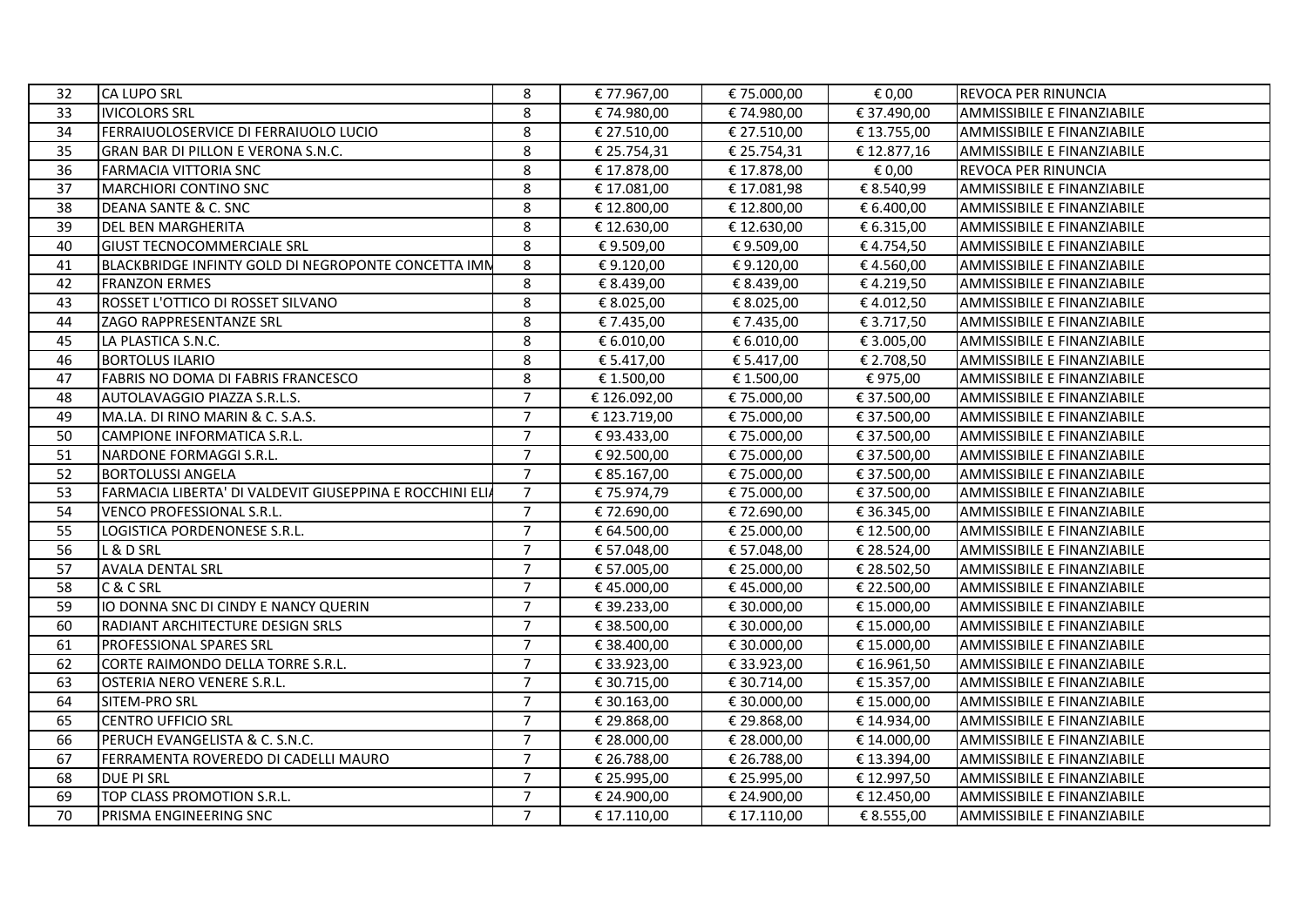| 32 | CA LUPO SRL | 8 | € 77.967,00 | € 75.000,00 | € 0,00 | REVOCA PER RINUNCIA |
|---|---|---|---|---|---|---|
| 33 | IVICOLORS SRL | 8 | € 74.980,00 | € 74.980,00 | € 37.490,00 | AMMISSIBILE E FINANZIABILE |
| 34 | FERRAIUOLOSERVICE DI FERRAIUOLO LUCIO | 8 | € 27.510,00 | € 27.510,00 | € 13.755,00 | AMMISSIBILE E FINANZIABILE |
| 35 | GRAN BAR DI PILLON E VERONA S.N.C. | 8 | € 25.754,31 | € 25.754,31 | € 12.877,16 | AMMISSIBILE E FINANZIABILE |
| 36 | FARMACIA VITTORIA SNC | 8 | € 17.878,00 | € 17.878,00 | € 0,00 | REVOCA PER RINUNCIA |
| 37 | MARCHIORI CONTINO SNC | 8 | € 17.081,00 | € 17.081,98 | € 8.540,99 | AMMISSIBILE E FINANZIABILE |
| 38 | DEANA SANTE & C. SNC | 8 | € 12.800,00 | € 12.800,00 | € 6.400,00 | AMMISSIBILE E FINANZIABILE |
| 39 | DEL BEN MARGHERITA | 8 | € 12.630,00 | € 12.630,00 | € 6.315,00 | AMMISSIBILE E FINANZIABILE |
| 40 | GIUST TECNOCOMMERCIALE SRL | 8 | € 9.509,00 | € 9.509,00 | € 4.754,50 | AMMISSIBILE E FINANZIABILE |
| 41 | BLACKBRIDGE INFINTY GOLD DI NEGROPONTE CONCETTA IMM | 8 | € 9.120,00 | € 9.120,00 | € 4.560,00 | AMMISSIBILE E FINANZIABILE |
| 42 | FRANZON ERMES | 8 | € 8.439,00 | € 8.439,00 | € 4.219,50 | AMMISSIBILE E FINANZIABILE |
| 43 | ROSSET L'OTTICO DI ROSSET SILVANO | 8 | € 8.025,00 | € 8.025,00 | € 4.012,50 | AMMISSIBILE E FINANZIABILE |
| 44 | ZAGO RAPPRESENTANZE SRL | 8 | € 7.435,00 | € 7.435,00 | € 3.717,50 | AMMISSIBILE E FINANZIABILE |
| 45 | LA PLASTICA S.N.C. | 8 | € 6.010,00 | € 6.010,00 | € 3.005,00 | AMMISSIBILE E FINANZIABILE |
| 46 | BORTOLUS ILARIO | 8 | € 5.417,00 | € 5.417,00 | € 2.708,50 | AMMISSIBILE E FINANZIABILE |
| 47 | FABRIS NO DOMA DI FABRIS FRANCESCO | 8 | € 1.500,00 | € 1.500,00 | € 975,00 | AMMISSIBILE E FINANZIABILE |
| 48 | AUTOLAVAGGIO PIAZZA S.R.L.S. | 7 | € 126.092,00 | € 75.000,00 | € 37.500,00 | AMMISSIBILE E FINANZIABILE |
| 49 | MA.LA. DI RINO MARIN & C. S.A.S. | 7 | € 123.719,00 | € 75.000,00 | € 37.500,00 | AMMISSIBILE E FINANZIABILE |
| 50 | CAMPIONE INFORMATICA S.R.L. | 7 | € 93.433,00 | € 75.000,00 | € 37.500,00 | AMMISSIBILE E FINANZIABILE |
| 51 | NARDONE FORMAGGI S.R.L. | 7 | € 92.500,00 | € 75.000,00 | € 37.500,00 | AMMISSIBILE E FINANZIABILE |
| 52 | BORTOLUSSI ANGELA | 7 | € 85.167,00 | € 75.000,00 | € 37.500,00 | AMMISSIBILE E FINANZIABILE |
| 53 | FARMACIA LIBERTA' DI VALDEVIT GIUSEPPINA E ROCCHINI ELIA | 7 | € 75.974,79 | € 75.000,00 | € 37.500,00 | AMMISSIBILE E FINANZIABILE |
| 54 | VENCO PROFESSIONAL S.R.L. | 7 | € 72.690,00 | € 72.690,00 | € 36.345,00 | AMMISSIBILE E FINANZIABILE |
| 55 | LOGISTICA PORDENONESE S.R.L. | 7 | € 64.500,00 | € 25.000,00 | € 12.500,00 | AMMISSIBILE E FINANZIABILE |
| 56 | L & D SRL | 7 | € 57.048,00 | € 57.048,00 | € 28.524,00 | AMMISSIBILE E FINANZIABILE |
| 57 | AVALA DENTAL SRL | 7 | € 57.005,00 | € 25.000,00 | € 28.502,50 | AMMISSIBILE E FINANZIABILE |
| 58 | C & C SRL | 7 | € 45.000,00 | € 45.000,00 | € 22.500,00 | AMMISSIBILE E FINANZIABILE |
| 59 | IO DONNA SNC DI CINDY E NANCY QUERIN | 7 | € 39.233,00 | € 30.000,00 | € 15.000,00 | AMMISSIBILE E FINANZIABILE |
| 60 | RADIANT ARCHITECTURE DESIGN SRLS | 7 | € 38.500,00 | € 30.000,00 | € 15.000,00 | AMMISSIBILE E FINANZIABILE |
| 61 | PROFESSIONAL SPARES SRL | 7 | € 38.400,00 | € 30.000,00 | € 15.000,00 | AMMISSIBILE E FINANZIABILE |
| 62 | CORTE RAIMONDO DELLA TORRE S.R.L. | 7 | € 33.923,00 | € 33.923,00 | € 16.961,50 | AMMISSIBILE E FINANZIABILE |
| 63 | OSTERIA NERO VENERE S.R.L. | 7 | € 30.715,00 | € 30.714,00 | € 15.357,00 | AMMISSIBILE E FINANZIABILE |
| 64 | SITEM-PRO SRL | 7 | € 30.163,00 | € 30.000,00 | € 15.000,00 | AMMISSIBILE E FINANZIABILE |
| 65 | CENTRO UFFICIO SRL | 7 | € 29.868,00 | € 29.868,00 | € 14.934,00 | AMMISSIBILE E FINANZIABILE |
| 66 | PERUCH EVANGELISTA & C. S.N.C. | 7 | € 28.000,00 | € 28.000,00 | € 14.000,00 | AMMISSIBILE E FINANZIABILE |
| 67 | FERRAMENTA ROVEREDO DI CADELLI MAURO | 7 | € 26.788,00 | € 26.788,00 | € 13.394,00 | AMMISSIBILE E FINANZIABILE |
| 68 | DUE PI SRL | 7 | € 25.995,00 | € 25.995,00 | € 12.997,50 | AMMISSIBILE E FINANZIABILE |
| 69 | TOP CLASS PROMOTION S.R.L. | 7 | € 24.900,00 | € 24.900,00 | € 12.450,00 | AMMISSIBILE E FINANZIABILE |
| 70 | PRISMA ENGINEERING SNC | 7 | € 17.110,00 | € 17.110,00 | € 8.555,00 | AMMISSIBILE E FINANZIABILE |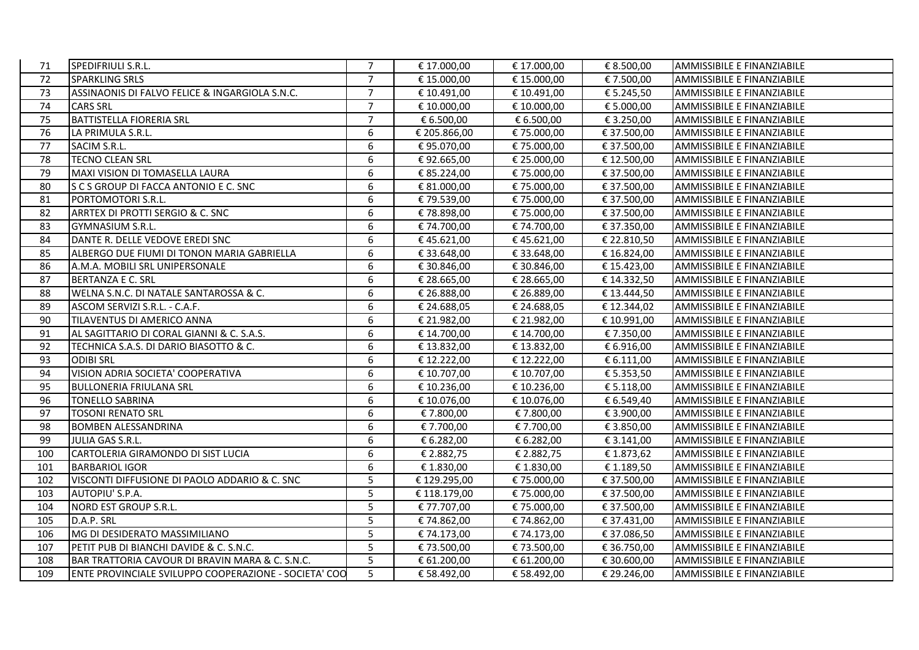| 71 | SPEDIFRIULI S.R.L. | 7 | € 17.000,00 | € 17.000,00 | € 8.500,00 | AMMISSIBILE E FINANZIABILE |
|---|---|---|---|---|---|---|
| 72 | SPARKLING SRLS | 7 | € 15.000,00 | € 15.000,00 | € 7.500,00 | AMMISSIBILE E FINANZIABILE |
| 73 | ASSINAONIS DI FALVO FELICE & INGARGIOLA S.N.C. | 7 | € 10.491,00 | € 10.491,00 | € 5.245,50 | AMMISSIBILE E FINANZIABILE |
| 74 | CARS SRL | 7 | € 10.000,00 | € 10.000,00 | € 5.000,00 | AMMISSIBILE E FINANZIABILE |
| 75 | BATTISTELLA FIORERIA SRL | 7 | € 6.500,00 | € 6.500,00 | € 3.250,00 | AMMISSIBILE E FINANZIABILE |
| 76 | LA PRIMULA S.R.L. | 6 | € 205.866,00 | € 75.000,00 | € 37.500,00 | AMMISSIBILE E FINANZIABILE |
| 77 | SACIM S.R.L. | 6 | € 95.070,00 | € 75.000,00 | € 37.500,00 | AMMISSIBILE E FINANZIABILE |
| 78 | TECNO CLEAN SRL | 6 | € 92.665,00 | € 25.000,00 | € 12.500,00 | AMMISSIBILE E FINANZIABILE |
| 79 | MAXI VISION DI TOMASELLA LAURA | 6 | € 85.224,00 | € 75.000,00 | € 37.500,00 | AMMISSIBILE E FINANZIABILE |
| 80 | S C S GROUP DI FACCA ANTONIO E C. SNC | 6 | € 81.000,00 | € 75.000,00 | € 37.500,00 | AMMISSIBILE E FINANZIABILE |
| 81 | PORTOMOTORI S.R.L. | 6 | € 79.539,00 | € 75.000,00 | € 37.500,00 | AMMISSIBILE E FINANZIABILE |
| 82 | ARRTEX DI PROTTI SERGIO & C. SNC | 6 | € 78.898,00 | € 75.000,00 | € 37.500,00 | AMMISSIBILE E FINANZIABILE |
| 83 | GYMNASIUM S.R.L. | 6 | € 74.700,00 | € 74.700,00 | € 37.350,00 | AMMISSIBILE E FINANZIABILE |
| 84 | DANTE R. DELLE VEDOVE EREDI SNC | 6 | € 45.621,00 | € 45.621,00 | € 22.810,50 | AMMISSIBILE E FINANZIABILE |
| 85 | ALBERGO DUE FIUMI DI TONON MARIA GABRIELLA | 6 | € 33.648,00 | € 33.648,00 | € 16.824,00 | AMMISSIBILE E FINANZIABILE |
| 86 | A.M.A. MOBILI SRL UNIPERSONALE | 6 | € 30.846,00 | € 30.846,00 | € 15.423,00 | AMMISSIBILE E FINANZIABILE |
| 87 | BERTANZA E C. SRL | 6 | € 28.665,00 | € 28.665,00 | € 14.332,50 | AMMISSIBILE E FINANZIABILE |
| 88 | WELNA S.N.C. DI NATALE SANTAROSSA & C. | 6 | € 26.888,00 | € 26.889,00 | € 13.444,50 | AMMISSIBILE E FINANZIABILE |
| 89 | ASCOM SERVIZI S.R.L. - C.A.F. | 6 | € 24.688,05 | € 24.688,05 | € 12.344,02 | AMMISSIBILE E FINANZIABILE |
| 90 | TILAVENTUS DI AMERICO ANNA | 6 | € 21.982,00 | € 21.982,00 | € 10.991,00 | AMMISSIBILE E FINANZIABILE |
| 91 | AL SAGITTARIO DI CORAL GIANNI & C. S.A.S. | 6 | € 14.700,00 | € 14.700,00 | € 7.350,00 | AMMISSIBILE E FINANZIABILE |
| 92 | TECHNICA S.A.S. DI DARIO BIASOTTO & C. | 6 | € 13.832,00 | € 13.832,00 | € 6.916,00 | AMMISSIBILE E FINANZIABILE |
| 93 | ODIBI SRL | 6 | € 12.222,00 | € 12.222,00 | € 6.111,00 | AMMISSIBILE E FINANZIABILE |
| 94 | VISION ADRIA SOCIETA' COOPERATIVA | 6 | € 10.707,00 | € 10.707,00 | € 5.353,50 | AMMISSIBILE E FINANZIABILE |
| 95 | BULLONERIA FRIULANA SRL | 6 | € 10.236,00 | € 10.236,00 | € 5.118,00 | AMMISSIBILE E FINANZIABILE |
| 96 | TONELLO SABRINA | 6 | € 10.076,00 | € 10.076,00 | € 6.549,40 | AMMISSIBILE E FINANZIABILE |
| 97 | TOSONI RENATO SRL | 6 | € 7.800,00 | € 7.800,00 | € 3.900,00 | AMMISSIBILE E FINANZIABILE |
| 98 | BOMBEN ALESSANDRINA | 6 | € 7.700,00 | € 7.700,00 | € 3.850,00 | AMMISSIBILE E FINANZIABILE |
| 99 | JULIA GAS S.R.L. | 6 | € 6.282,00 | € 6.282,00 | € 3.141,00 | AMMISSIBILE E FINANZIABILE |
| 100 | CARTOLERIA GIRAMONDO DI SIST LUCIA | 6 | € 2.882,75 | € 2.882,75 | € 1.873,62 | AMMISSIBILE E FINANZIABILE |
| 101 | BARBARIOL IGOR | 6 | € 1.830,00 | € 1.830,00 | € 1.189,50 | AMMISSIBILE E FINANZIABILE |
| 102 | VISCONTI DIFFUSIONE DI PAOLO ADDARIO & C. SNC | 5 | € 129.295,00 | € 75.000,00 | € 37.500,00 | AMMISSIBILE E FINANZIABILE |
| 103 | AUTOPIU' S.P.A. | 5 | € 118.179,00 | € 75.000,00 | € 37.500,00 | AMMISSIBILE E FINANZIABILE |
| 104 | NORD EST GROUP S.R.L. | 5 | € 77.707,00 | € 75.000,00 | € 37.500,00 | AMMISSIBILE E FINANZIABILE |
| 105 | D.A.P. SRL | 5 | € 74.862,00 | € 74.862,00 | € 37.431,00 | AMMISSIBILE E FINANZIABILE |
| 106 | MG DI DESIDERATO MASSIMILIANO | 5 | € 74.173,00 | € 74.173,00 | € 37.086,50 | AMMISSIBILE E FINANZIABILE |
| 107 | PETIT PUB DI BIANCHI DAVIDE & C. S.N.C. | 5 | € 73.500,00 | € 73.500,00 | € 36.750,00 | AMMISSIBILE E FINANZIABILE |
| 108 | BAR TRATTORIA CAVOUR DI BRAVIN MARA & C. S.N.C. | 5 | € 61.200,00 | € 61.200,00 | € 30.600,00 | AMMISSIBILE E FINANZIABILE |
| 109 | ENTE PROVINCIALE SVILUPPO COOPERAZIONE - SOCIETA' COO | 5 | € 58.492,00 | € 58.492,00 | € 29.246,00 | AMMISSIBILE E FINANZIABILE |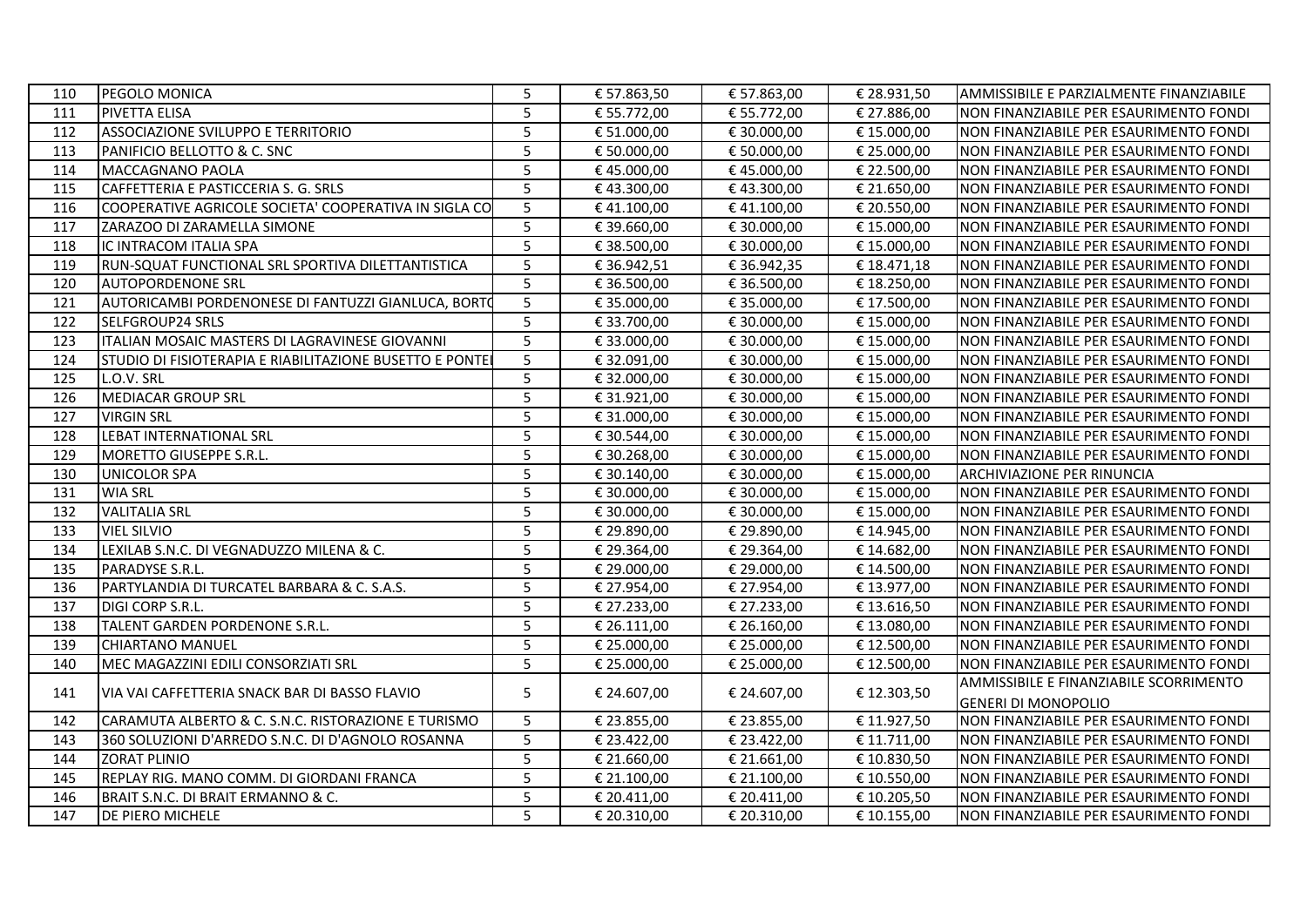| 110 | PEGOLO MONICA | 5 | € 57.863,50 | € 57.863,00 | € 28.931,50 | AMMISSIBILE E PARZIALMENTE FINANZIABILE |
|---|---|---|---|---|---|---|
| 111 | PIVETTA ELISA | 5 | € 55.772,00 | € 55.772,00 | € 27.886,00 | NON FINANZIABILE PER ESAURIMENTO FONDI |
| 112 | ASSOCIAZIONE SVILUPPO E TERRITORIO | 5 | € 51.000,00 | € 30.000,00 | € 15.000,00 | NON FINANZIABILE PER ESAURIMENTO FONDI |
| 113 | PANIFICIO BELLOTTO & C. SNC | 5 | € 50.000,00 | € 50.000,00 | € 25.000,00 | NON FINANZIABILE PER ESAURIMENTO FONDI |
| 114 | MACCAGNANO PAOLA | 5 | € 45.000,00 | € 45.000,00 | € 22.500,00 | NON FINANZIABILE PER ESAURIMENTO FONDI |
| 115 | CAFFETTERIA E PASTICCERIA S. G. SRLS | 5 | € 43.300,00 | € 43.300,00 | € 21.650,00 | NON FINANZIABILE PER ESAURIMENTO FONDI |
| 116 | COOPERATIVE AGRICOLE SOCIETA' COOPERATIVA IN SIGLA CO | 5 | € 41.100,00 | € 41.100,00 | € 20.550,00 | NON FINANZIABILE PER ESAURIMENTO FONDI |
| 117 | ZARAZOO DI ZARAMELLA SIMONE | 5 | € 39.660,00 | € 30.000,00 | € 15.000,00 | NON FINANZIABILE PER ESAURIMENTO FONDI |
| 118 | IC INTRACOM ITALIA SPA | 5 | € 38.500,00 | € 30.000,00 | € 15.000,00 | NON FINANZIABILE PER ESAURIMENTO FONDI |
| 119 | RUN-SQUAT FUNCTIONAL SRL SPORTIVA DILETTANTISTICA | 5 | € 36.942,51 | € 36.942,35 | € 18.471,18 | NON FINANZIABILE PER ESAURIMENTO FONDI |
| 120 | AUTOPORDENONE SRL | 5 | € 36.500,00 | € 36.500,00 | € 18.250,00 | NON FINANZIABILE PER ESAURIMENTO FONDI |
| 121 | AUTORICAMBI PORDENONESE DI FANTUZZI GIANLUCA, BORTO | 5 | € 35.000,00 | € 35.000,00 | € 17.500,00 | NON FINANZIABILE PER ESAURIMENTO FONDI |
| 122 | SELFGROUP24 SRLS | 5 | € 33.700,00 | € 30.000,00 | € 15.000,00 | NON FINANZIABILE PER ESAURIMENTO FONDI |
| 123 | ITALIAN MOSAIC MASTERS DI LAGRAVINESE GIOVANNI | 5 | € 33.000,00 | € 30.000,00 | € 15.000,00 | NON FINANZIABILE PER ESAURIMENTO FONDI |
| 124 | STUDIO DI FISIOTERAPIA E RIABILITAZIONE BUSETTO E PONTEI | 5 | € 32.091,00 | € 30.000,00 | € 15.000,00 | NON FINANZIABILE PER ESAURIMENTO FONDI |
| 125 | L.O.V. SRL | 5 | € 32.000,00 | € 30.000,00 | € 15.000,00 | NON FINANZIABILE PER ESAURIMENTO FONDI |
| 126 | MEDIACAR GROUP SRL | 5 | € 31.921,00 | € 30.000,00 | € 15.000,00 | NON FINANZIABILE PER ESAURIMENTO FONDI |
| 127 | VIRGIN SRL | 5 | € 31.000,00 | € 30.000,00 | € 15.000,00 | NON FINANZIABILE PER ESAURIMENTO FONDI |
| 128 | LEBAT INTERNATIONAL SRL | 5 | € 30.544,00 | € 30.000,00 | € 15.000,00 | NON FINANZIABILE PER ESAURIMENTO FONDI |
| 129 | MORETTO GIUSEPPE S.R.L. | 5 | € 30.268,00 | € 30.000,00 | € 15.000,00 | NON FINANZIABILE PER ESAURIMENTO FONDI |
| 130 | UNICOLOR SPA | 5 | € 30.140,00 | € 30.000,00 | € 15.000,00 | ARCHIVIAZIONE PER RINUNCIA |
| 131 | WIA SRL | 5 | € 30.000,00 | € 30.000,00 | € 15.000,00 | NON FINANZIABILE PER ESAURIMENTO FONDI |
| 132 | VALITALIA SRL | 5 | € 30.000,00 | € 30.000,00 | € 15.000,00 | NON FINANZIABILE PER ESAURIMENTO FONDI |
| 133 | VIEL SILVIO | 5 | € 29.890,00 | € 29.890,00 | € 14.945,00 | NON FINANZIABILE PER ESAURIMENTO FONDI |
| 134 | LEXILAB S.N.C. DI VEGNADUZZO MILENA & C. | 5 | € 29.364,00 | € 29.364,00 | € 14.682,00 | NON FINANZIABILE PER ESAURIMENTO FONDI |
| 135 | PARADYSE S.R.L. | 5 | € 29.000,00 | € 29.000,00 | € 14.500,00 | NON FINANZIABILE PER ESAURIMENTO FONDI |
| 136 | PARTYLANDIA DI TURCATEL BARBARA & C. S.A.S. | 5 | € 27.954,00 | € 27.954,00 | € 13.977,00 | NON FINANZIABILE PER ESAURIMENTO FONDI |
| 137 | DIGI CORP S.R.L. | 5 | € 27.233,00 | € 27.233,00 | € 13.616,50 | NON FINANZIABILE PER ESAURIMENTO FONDI |
| 138 | TALENT GARDEN PORDENONE S.R.L. | 5 | € 26.111,00 | € 26.160,00 | € 13.080,00 | NON FINANZIABILE PER ESAURIMENTO FONDI |
| 139 | CHIARTANO MANUEL | 5 | € 25.000,00 | € 25.000,00 | € 12.500,00 | NON FINANZIABILE PER ESAURIMENTO FONDI |
| 140 | MEC MAGAZZINI EDILI CONSORZIATI SRL | 5 | € 25.000,00 | € 25.000,00 | € 12.500,00 | NON FINANZIABILE PER ESAURIMENTO FONDI |
| 141 | VIA VAI CAFFETTERIA SNACK BAR DI BASSO FLAVIO | 5 | € 24.607,00 | € 24.607,00 | € 12.303,50 | AMMISSIBILE E FINANZIABILE SCORRIMENTO GENERI DI MONOPOLIO |
| 142 | CARAMUTA ALBERTO & C. S.N.C. RISTORAZIONE E TURISMO | 5 | € 23.855,00 | € 23.855,00 | € 11.927,50 | NON FINANZIABILE PER ESAURIMENTO FONDI |
| 143 | 360 SOLUZIONI D'ARREDO S.N.C. DI D'AGNOLO ROSANNA | 5 | € 23.422,00 | € 23.422,00 | € 11.711,00 | NON FINANZIABILE PER ESAURIMENTO FONDI |
| 144 | ZORAT PLINIO | 5 | € 21.660,00 | € 21.661,00 | € 10.830,50 | NON FINANZIABILE PER ESAURIMENTO FONDI |
| 145 | REPLAY RIG. MANO COMM. DI GIORDANI FRANCA | 5 | € 21.100,00 | € 21.100,00 | € 10.550,00 | NON FINANZIABILE PER ESAURIMENTO FONDI |
| 146 | BRAIT S.N.C. DI BRAIT ERMANNO & C. | 5 | € 20.411,00 | € 20.411,00 | € 10.205,50 | NON FINANZIABILE PER ESAURIMENTO FONDI |
| 147 | DE PIERO MICHELE | 5 | € 20.310,00 | € 20.310,00 | € 10.155,00 | NON FINANZIABILE PER ESAURIMENTO FONDI |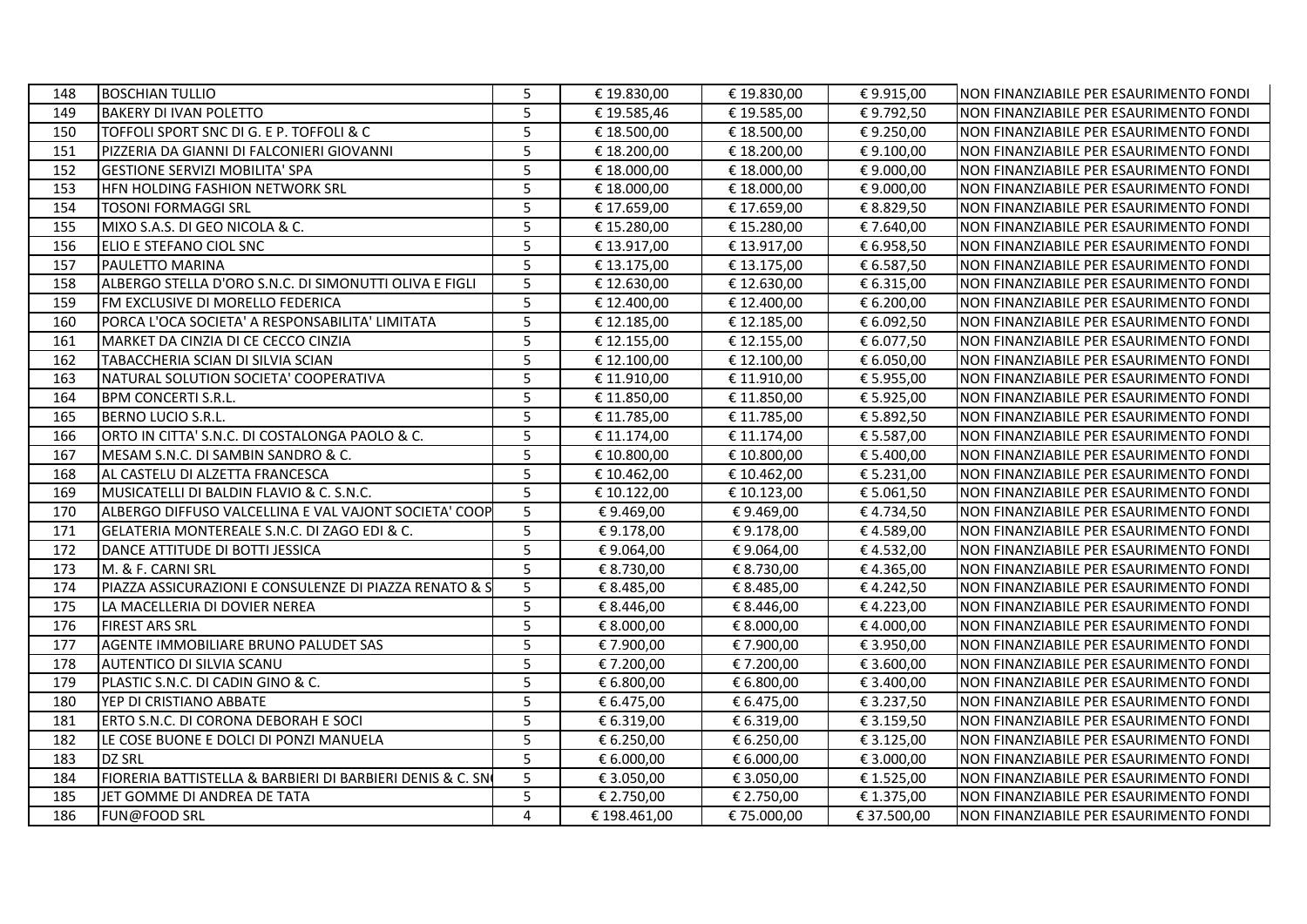| 148 | BOSCHIAN TULLIO | 5 | € 19.830,00 | € 19.830,00 | € 9.915,00 | NON FINANZIABILE PER ESAURIMENTO FONDI |
|---|---|---|---|---|---|---|
| 149 | BAKERY DI IVAN POLETTO | 5 | € 19.585,46 | € 19.585,00 | € 9.792,50 | NON FINANZIABILE PER ESAURIMENTO FONDI |
| 150 | TOFFOLI SPORT SNC DI G. E P. TOFFOLI & C | 5 | € 18.500,00 | € 18.500,00 | € 9.250,00 | NON FINANZIABILE PER ESAURIMENTO FONDI |
| 151 | PIZZERIA DA GIANNI DI FALCONIERI GIOVANNI | 5 | € 18.200,00 | € 18.200,00 | € 9.100,00 | NON FINANZIABILE PER ESAURIMENTO FONDI |
| 152 | GESTIONE SERVIZI MOBILITA' SPA | 5 | € 18.000,00 | € 18.000,00 | € 9.000,00 | NON FINANZIABILE PER ESAURIMENTO FONDI |
| 153 | HFN HOLDING FASHION NETWORK SRL | 5 | € 18.000,00 | € 18.000,00 | € 9.000,00 | NON FINANZIABILE PER ESAURIMENTO FONDI |
| 154 | TOSONI FORMAGGI SRL | 5 | € 17.659,00 | € 17.659,00 | € 8.829,50 | NON FINANZIABILE PER ESAURIMENTO FONDI |
| 155 | MIXO S.A.S. DI GEO NICOLA & C. | 5 | € 15.280,00 | € 15.280,00 | € 7.640,00 | NON FINANZIABILE PER ESAURIMENTO FONDI |
| 156 | ELIO E STEFANO CIOL SNC | 5 | € 13.917,00 | € 13.917,00 | € 6.958,50 | NON FINANZIABILE PER ESAURIMENTO FONDI |
| 157 | PAULETTO MARINA | 5 | € 13.175,00 | € 13.175,00 | € 6.587,50 | NON FINANZIABILE PER ESAURIMENTO FONDI |
| 158 | ALBERGO STELLA D'ORO S.N.C. DI SIMONUTTI OLIVA E FIGLI | 5 | € 12.630,00 | € 12.630,00 | € 6.315,00 | NON FINANZIABILE PER ESAURIMENTO FONDI |
| 159 | FM EXCLUSIVE DI MORELLO FEDERICA | 5 | € 12.400,00 | € 12.400,00 | € 6.200,00 | NON FINANZIABILE PER ESAURIMENTO FONDI |
| 160 | PORCA L'OCA SOCIETA' A RESPONSABILITA' LIMITATA | 5 | € 12.185,00 | € 12.185,00 | € 6.092,50 | NON FINANZIABILE PER ESAURIMENTO FONDI |
| 161 | MARKET DA CINZIA DI CE CECCO CINZIA | 5 | € 12.155,00 | € 12.155,00 | € 6.077,50 | NON FINANZIABILE PER ESAURIMENTO FONDI |
| 162 | TABACCHERIA SCIAN DI SILVIA SCIAN | 5 | € 12.100,00 | € 12.100,00 | € 6.050,00 | NON FINANZIABILE PER ESAURIMENTO FONDI |
| 163 | NATURAL SOLUTION SOCIETA' COOPERATIVA | 5 | € 11.910,00 | € 11.910,00 | € 5.955,00 | NON FINANZIABILE PER ESAURIMENTO FONDI |
| 164 | BPM CONCERTI S.R.L. | 5 | € 11.850,00 | € 11.850,00 | € 5.925,00 | NON FINANZIABILE PER ESAURIMENTO FONDI |
| 165 | BERNO LUCIO S.R.L. | 5 | € 11.785,00 | € 11.785,00 | € 5.892,50 | NON FINANZIABILE PER ESAURIMENTO FONDI |
| 166 | ORTO IN CITTA' S.N.C. DI COSTALONGA PAOLO & C. | 5 | € 11.174,00 | € 11.174,00 | € 5.587,00 | NON FINANZIABILE PER ESAURIMENTO FONDI |
| 167 | MESAM S.N.C. DI SAMBIN SANDRO & C. | 5 | € 10.800,00 | € 10.800,00 | € 5.400,00 | NON FINANZIABILE PER ESAURIMENTO FONDI |
| 168 | AL CASTELU DI ALZETTA FRANCESCA | 5 | € 10.462,00 | € 10.462,00 | € 5.231,00 | NON FINANZIABILE PER ESAURIMENTO FONDI |
| 169 | MUSICATELLI DI BALDIN FLAVIO & C. S.N.C. | 5 | € 10.122,00 | € 10.123,00 | € 5.061,50 | NON FINANZIABILE PER ESAURIMENTO FONDI |
| 170 | ALBERGO DIFFUSO VALCELLINA E VAL VAJONT SOCIETA' COOP | 5 | € 9.469,00 | € 9.469,00 | € 4.734,50 | NON FINANZIABILE PER ESAURIMENTO FONDI |
| 171 | GELATERIA MONTEREALE S.N.C. DI ZAGO EDI & C. | 5 | € 9.178,00 | € 9.178,00 | € 4.589,00 | NON FINANZIABILE PER ESAURIMENTO FONDI |
| 172 | DANCE ATTITUDE DI BOTTI JESSICA | 5 | € 9.064,00 | € 9.064,00 | € 4.532,00 | NON FINANZIABILE PER ESAURIMENTO FONDI |
| 173 | M. & F. CARNI SRL | 5 | € 8.730,00 | € 8.730,00 | € 4.365,00 | NON FINANZIABILE PER ESAURIMENTO FONDI |
| 174 | PIAZZA ASSICURAZIONI E CONSULENZE DI PIAZZA RENATO & S | 5 | € 8.485,00 | € 8.485,00 | € 4.242,50 | NON FINANZIABILE PER ESAURIMENTO FONDI |
| 175 | LA MACELLERIA DI DOVIER NEREA | 5 | € 8.446,00 | € 8.446,00 | € 4.223,00 | NON FINANZIABILE PER ESAURIMENTO FONDI |
| 176 | FIREST ARS SRL | 5 | € 8.000,00 | € 8.000,00 | € 4.000,00 | NON FINANZIABILE PER ESAURIMENTO FONDI |
| 177 | AGENTE IMMOBILIARE BRUNO PALUDET SAS | 5 | € 7.900,00 | € 7.900,00 | € 3.950,00 | NON FINANZIABILE PER ESAURIMENTO FONDI |
| 178 | AUTENTICO DI SILVIA SCANU | 5 | € 7.200,00 | € 7.200,00 | € 3.600,00 | NON FINANZIABILE PER ESAURIMENTO FONDI |
| 179 | PLASTIC S.N.C. DI CADIN GINO & C. | 5 | € 6.800,00 | € 6.800,00 | € 3.400,00 | NON FINANZIABILE PER ESAURIMENTO FONDI |
| 180 | YEP DI CRISTIANO ABBATE | 5 | € 6.475,00 | € 6.475,00 | € 3.237,50 | NON FINANZIABILE PER ESAURIMENTO FONDI |
| 181 | ERTO S.N.C. DI CORONA DEBORAH E SOCI | 5 | € 6.319,00 | € 6.319,00 | € 3.159,50 | NON FINANZIABILE PER ESAURIMENTO FONDI |
| 182 | LE COSE BUONE E DOLCI DI PONZI MANUELA | 5 | € 6.250,00 | € 6.250,00 | € 3.125,00 | NON FINANZIABILE PER ESAURIMENTO FONDI |
| 183 | DZ SRL | 5 | € 6.000,00 | € 6.000,00 | € 3.000,00 | NON FINANZIABILE PER ESAURIMENTO FONDI |
| 184 | FIORERIA BATTISTELLA & BARBIERI DI BARBIERI DENIS & C. SN | 5 | € 3.050,00 | € 3.050,00 | € 1.525,00 | NON FINANZIABILE PER ESAURIMENTO FONDI |
| 185 | JET GOMME DI ANDREA DE TATA | 5 | € 2.750,00 | € 2.750,00 | € 1.375,00 | NON FINANZIABILE PER ESAURIMENTO FONDI |
| 186 | FUN@FOOD SRL | 4 | € 198.461,00 | € 75.000,00 | € 37.500,00 | NON FINANZIABILE PER ESAURIMENTO FONDI |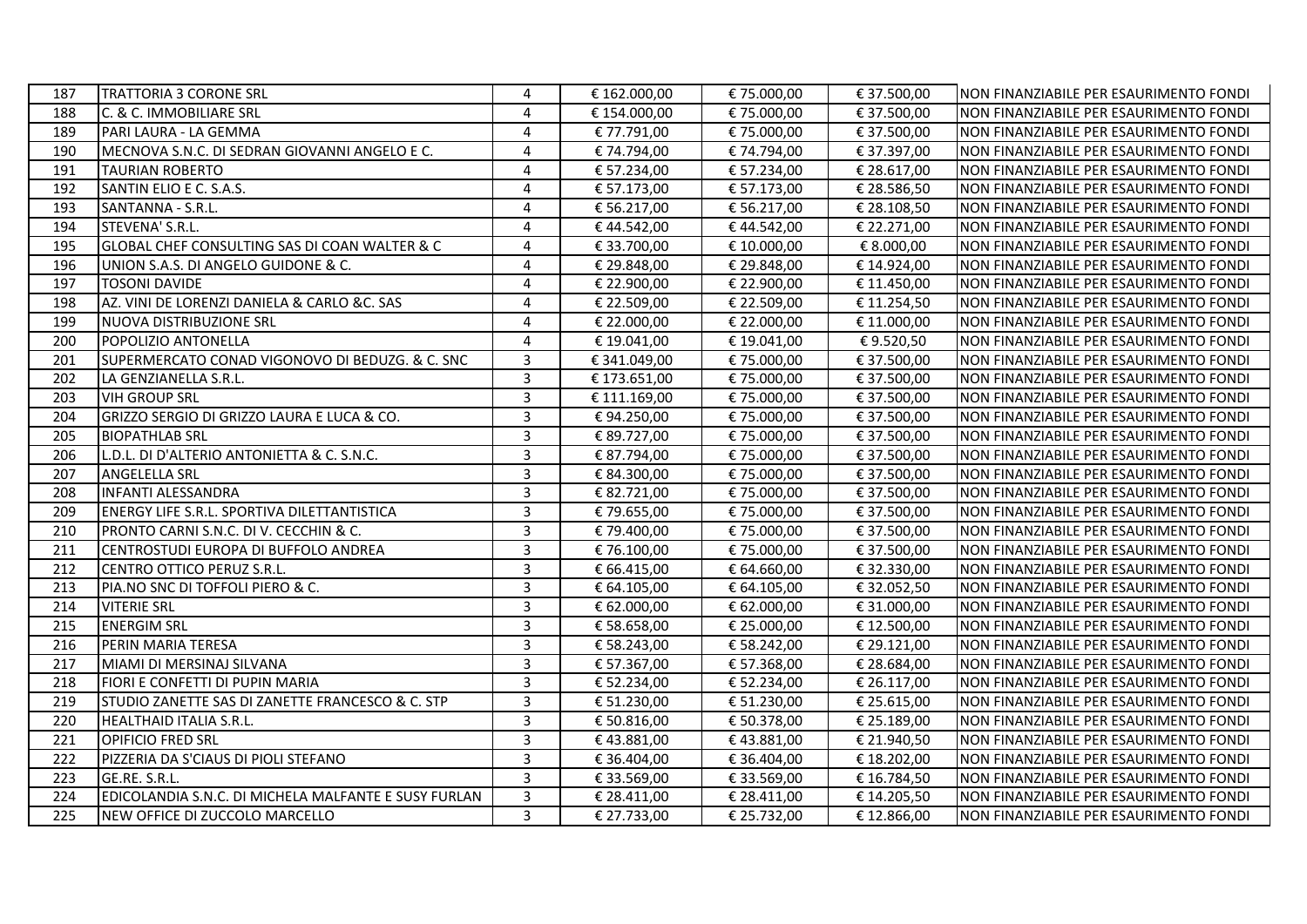| 187 | TRATTORIA 3 CORONE SRL | 4 | € 162.000,00 | € 75.000,00 | € 37.500,00 | NON FINANZIABILE PER ESAURIMENTO FONDI |
|---|---|---|---|---|---|---|
| 188 | C. & C. IMMOBILIARE SRL | 4 | € 154.000,00 | € 75.000,00 | € 37.500,00 | NON FINANZIABILE PER ESAURIMENTO FONDI |
| 189 | PARI LAURA - LA GEMMA | 4 | € 77.791,00 | € 75.000,00 | € 37.500,00 | NON FINANZIABILE PER ESAURIMENTO FONDI |
| 190 | MECNOVA S.N.C. DI SEDRAN GIOVANNI ANGELO E C. | 4 | € 74.794,00 | € 74.794,00 | € 37.397,00 | NON FINANZIABILE PER ESAURIMENTO FONDI |
| 191 | TAURIAN ROBERTO | 4 | € 57.234,00 | € 57.234,00 | € 28.617,00 | NON FINANZIABILE PER ESAURIMENTO FONDI |
| 192 | SANTIN ELIO E C. S.A.S. | 4 | € 57.173,00 | € 57.173,00 | € 28.586,50 | NON FINANZIABILE PER ESAURIMENTO FONDI |
| 193 | SANTANNA - S.R.L. | 4 | € 56.217,00 | € 56.217,00 | € 28.108,50 | NON FINANZIABILE PER ESAURIMENTO FONDI |
| 194 | STEVENA' S.R.L. | 4 | € 44.542,00 | € 44.542,00 | € 22.271,00 | NON FINANZIABILE PER ESAURIMENTO FONDI |
| 195 | GLOBAL CHEF CONSULTING SAS DI COAN WALTER & C | 4 | € 33.700,00 | € 10.000,00 | € 8.000,00 | NON FINANZIABILE PER ESAURIMENTO FONDI |
| 196 | UNION S.A.S. DI ANGELO GUIDONE & C. | 4 | € 29.848,00 | € 29.848,00 | € 14.924,00 | NON FINANZIABILE PER ESAURIMENTO FONDI |
| 197 | TOSONI DAVIDE | 4 | € 22.900,00 | € 22.900,00 | € 11.450,00 | NON FINANZIABILE PER ESAURIMENTO FONDI |
| 198 | AZ. VINI DE LORENZI DANIELA & CARLO &C. SAS | 4 | € 22.509,00 | € 22.509,00 | € 11.254,50 | NON FINANZIABILE PER ESAURIMENTO FONDI |
| 199 | NUOVA DISTRIBUZIONE SRL | 4 | € 22.000,00 | € 22.000,00 | € 11.000,00 | NON FINANZIABILE PER ESAURIMENTO FONDI |
| 200 | POPOLIZIO ANTONELLA | 4 | € 19.041,00 | € 19.041,00 | € 9.520,50 | NON FINANZIABILE PER ESAURIMENTO FONDI |
| 201 | SUPERMERCATO CONAD VIGONOVO DI BEDUZG. & C. SNC | 3 | € 341.049,00 | € 75.000,00 | € 37.500,00 | NON FINANZIABILE PER ESAURIMENTO FONDI |
| 202 | LA GENZIANELLA S.R.L. | 3 | € 173.651,00 | € 75.000,00 | € 37.500,00 | NON FINANZIABILE PER ESAURIMENTO FONDI |
| 203 | VIH GROUP SRL | 3 | € 111.169,00 | € 75.000,00 | € 37.500,00 | NON FINANZIABILE PER ESAURIMENTO FONDI |
| 204 | GRIZZO SERGIO DI GRIZZO LAURA E LUCA & CO. | 3 | € 94.250,00 | € 75.000,00 | € 37.500,00 | NON FINANZIABILE PER ESAURIMENTO FONDI |
| 205 | BIOPATHLAB SRL | 3 | € 89.727,00 | € 75.000,00 | € 37.500,00 | NON FINANZIABILE PER ESAURIMENTO FONDI |
| 206 | L.D.L. DI D'ALTERIO ANTONIETTA & C. S.N.C. | 3 | € 87.794,00 | € 75.000,00 | € 37.500,00 | NON FINANZIABILE PER ESAURIMENTO FONDI |
| 207 | ANGELELLA SRL | 3 | € 84.300,00 | € 75.000,00 | € 37.500,00 | NON FINANZIABILE PER ESAURIMENTO FONDI |
| 208 | INFANTI ALESSANDRA | 3 | € 82.721,00 | € 75.000,00 | € 37.500,00 | NON FINANZIABILE PER ESAURIMENTO FONDI |
| 209 | ENERGY LIFE S.R.L. SPORTIVA DILETTANTISTICA | 3 | € 79.655,00 | € 75.000,00 | € 37.500,00 | NON FINANZIABILE PER ESAURIMENTO FONDI |
| 210 | PRONTO CARNI S.N.C. DI V. CECCHIN & C. | 3 | € 79.400,00 | € 75.000,00 | € 37.500,00 | NON FINANZIABILE PER ESAURIMENTO FONDI |
| 211 | CENTROSTUDI EUROPA DI BUFFOLO ANDREA | 3 | € 76.100,00 | € 75.000,00 | € 37.500,00 | NON FINANZIABILE PER ESAURIMENTO FONDI |
| 212 | CENTRO OTTICO PERUZ S.R.L. | 3 | € 66.415,00 | € 64.660,00 | € 32.330,00 | NON FINANZIABILE PER ESAURIMENTO FONDI |
| 213 | PIA.NO SNC DI TOFFOLI PIERO & C. | 3 | € 64.105,00 | € 64.105,00 | € 32.052,50 | NON FINANZIABILE PER ESAURIMENTO FONDI |
| 214 | VITERIE SRL | 3 | € 62.000,00 | € 62.000,00 | € 31.000,00 | NON FINANZIABILE PER ESAURIMENTO FONDI |
| 215 | ENERGIM SRL | 3 | € 58.658,00 | € 25.000,00 | € 12.500,00 | NON FINANZIABILE PER ESAURIMENTO FONDI |
| 216 | PERIN MARIA TERESA | 3 | € 58.243,00 | € 58.242,00 | € 29.121,00 | NON FINANZIABILE PER ESAURIMENTO FONDI |
| 217 | MIAMI DI MERSINAJ SILVANA | 3 | € 57.367,00 | € 57.368,00 | € 28.684,00 | NON FINANZIABILE PER ESAURIMENTO FONDI |
| 218 | FIORI E CONFETTI DI PUPIN MARIA | 3 | € 52.234,00 | € 52.234,00 | € 26.117,00 | NON FINANZIABILE PER ESAURIMENTO FONDI |
| 219 | STUDIO ZANETTE SAS DI ZANETTE FRANCESCO & C. STP | 3 | € 51.230,00 | € 51.230,00 | € 25.615,00 | NON FINANZIABILE PER ESAURIMENTO FONDI |
| 220 | HEALTHAID ITALIA S.R.L. | 3 | € 50.816,00 | € 50.378,00 | € 25.189,00 | NON FINANZIABILE PER ESAURIMENTO FONDI |
| 221 | OPIFICIO FRED SRL | 3 | € 43.881,00 | € 43.881,00 | € 21.940,50 | NON FINANZIABILE PER ESAURIMENTO FONDI |
| 222 | PIZZERIA DA S'CIAUS DI PIOLI STEFANO | 3 | € 36.404,00 | € 36.404,00 | € 18.202,00 | NON FINANZIABILE PER ESAURIMENTO FONDI |
| 223 | GE.RE. S.R.L. | 3 | € 33.569,00 | € 33.569,00 | € 16.784,50 | NON FINANZIABILE PER ESAURIMENTO FONDI |
| 224 | EDICOLANDIA S.N.C. DI MICHELA MALFANTE E SUSY FURLAN | 3 | € 28.411,00 | € 28.411,00 | € 14.205,50 | NON FINANZIABILE PER ESAURIMENTO FONDI |
| 225 | NEW OFFICE DI ZUCCOLO MARCELLO | 3 | € 27.733,00 | € 25.732,00 | € 12.866,00 | NON FINANZIABILE PER ESAURIMENTO FONDI |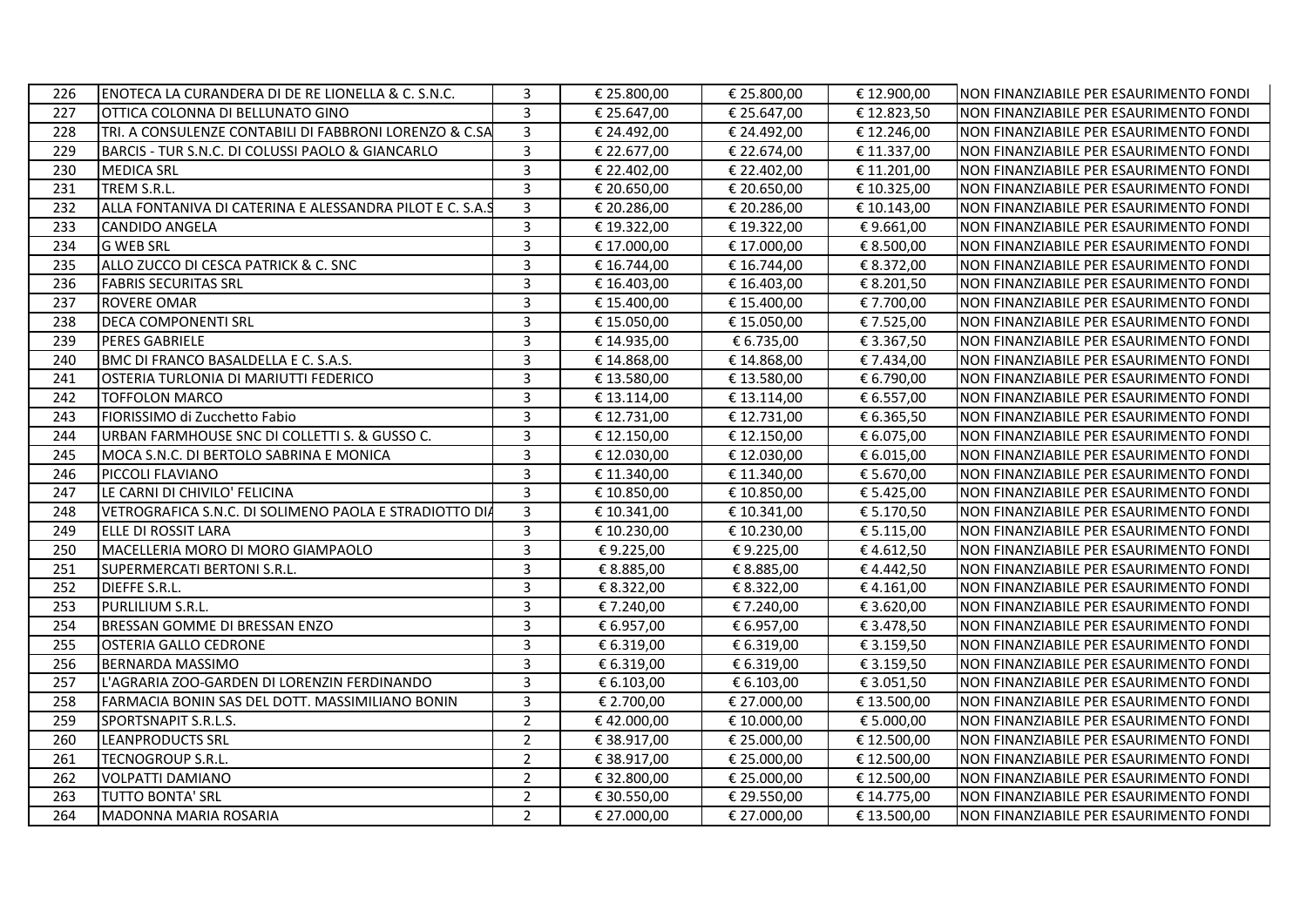| 226 | ENOTECA LA CURANDERA DI DE RE LIONELLA & C. S.N.C. | 3 | € 25.800,00 | € 25.800,00 | € 12.900,00 | NON FINANZIABILE PER ESAURIMENTO FONDI |
|---|---|---|---|---|---|---|
| 227 | OTTICA COLONNA DI BELLUNATO GINO | 3 | € 25.647,00 | € 25.647,00 | € 12.823,50 | NON FINANZIABILE PER ESAURIMENTO FONDI |
| 228 | TRI. A CONSULENZE CONTABILI DI FABBRONI LORENZO & C.SA | 3 | € 24.492,00 | € 24.492,00 | € 12.246,00 | NON FINANZIABILE PER ESAURIMENTO FONDI |
| 229 | BARCIS - TUR S.N.C. DI COLUSSI PAOLO & GIANCARLO | 3 | € 22.677,00 | € 22.674,00 | € 11.337,00 | NON FINANZIABILE PER ESAURIMENTO FONDI |
| 230 | MEDICA SRL | 3 | € 22.402,00 | € 22.402,00 | € 11.201,00 | NON FINANZIABILE PER ESAURIMENTO FONDI |
| 231 | TREM S.R.L. | 3 | € 20.650,00 | € 20.650,00 | € 10.325,00 | NON FINANZIABILE PER ESAURIMENTO FONDI |
| 232 | ALLA FONTANIVA DI CATERINA E ALESSANDRA PILOT E C. S.A.S | 3 | € 20.286,00 | € 20.286,00 | € 10.143,00 | NON FINANZIABILE PER ESAURIMENTO FONDI |
| 233 | CANDIDO ANGELA | 3 | € 19.322,00 | € 19.322,00 | € 9.661,00 | NON FINANZIABILE PER ESAURIMENTO FONDI |
| 234 | G WEB SRL | 3 | € 17.000,00 | € 17.000,00 | € 8.500,00 | NON FINANZIABILE PER ESAURIMENTO FONDI |
| 235 | ALLO ZUCCO DI CESCA PATRICK & C. SNC | 3 | € 16.744,00 | € 16.744,00 | € 8.372,00 | NON FINANZIABILE PER ESAURIMENTO FONDI |
| 236 | FABRIS SECURITAS SRL | 3 | € 16.403,00 | € 16.403,00 | € 8.201,50 | NON FINANZIABILE PER ESAURIMENTO FONDI |
| 237 | ROVERE OMAR | 3 | € 15.400,00 | € 15.400,00 | € 7.700,00 | NON FINANZIABILE PER ESAURIMENTO FONDI |
| 238 | DECA COMPONENTI SRL | 3 | € 15.050,00 | € 15.050,00 | € 7.525,00 | NON FINANZIABILE PER ESAURIMENTO FONDI |
| 239 | PERES GABRIELE | 3 | € 14.935,00 | € 6.735,00 | € 3.367,50 | NON FINANZIABILE PER ESAURIMENTO FONDI |
| 240 | BMC DI FRANCO BASALDELLA E C. S.A.S. | 3 | € 14.868,00 | € 14.868,00 | € 7.434,00 | NON FINANZIABILE PER ESAURIMENTO FONDI |
| 241 | OSTERIA TURLONIA DI MARIUTTI FEDERICO | 3 | € 13.580,00 | € 13.580,00 | € 6.790,00 | NON FINANZIABILE PER ESAURIMENTO FONDI |
| 242 | TOFFOLON MARCO | 3 | € 13.114,00 | € 13.114,00 | € 6.557,00 | NON FINANZIABILE PER ESAURIMENTO FONDI |
| 243 | FIORISSIMO di Zucchetto Fabio | 3 | € 12.731,00 | € 12.731,00 | € 6.365,50 | NON FINANZIABILE PER ESAURIMENTO FONDI |
| 244 | URBAN FARMHOUSE SNC DI COLLETTI S. & GUSSO C. | 3 | € 12.150,00 | € 12.150,00 | € 6.075,00 | NON FINANZIABILE PER ESAURIMENTO FONDI |
| 245 | MOCA S.N.C. DI BERTOLO SABRINA E MONICA | 3 | € 12.030,00 | € 12.030,00 | € 6.015,00 | NON FINANZIABILE PER ESAURIMENTO FONDI |
| 246 | PICCOLI FLAVIANO | 3 | € 11.340,00 | € 11.340,00 | € 5.670,00 | NON FINANZIABILE PER ESAURIMENTO FONDI |
| 247 | LE CARNI DI CHIVILO' FELICINA | 3 | € 10.850,00 | € 10.850,00 | € 5.425,00 | NON FINANZIABILE PER ESAURIMENTO FONDI |
| 248 | VETROGRAFICA S.N.C. DI SOLIMENO PAOLA E STRADIOTTO DIA | 3 | € 10.341,00 | € 10.341,00 | € 5.170,50 | NON FINANZIABILE PER ESAURIMENTO FONDI |
| 249 | ELLE DI ROSSIT LARA | 3 | € 10.230,00 | € 10.230,00 | € 5.115,00 | NON FINANZIABILE PER ESAURIMENTO FONDI |
| 250 | MACELLERIA MORO DI MORO GIAMPAOLO | 3 | € 9.225,00 | € 9.225,00 | € 4.612,50 | NON FINANZIABILE PER ESAURIMENTO FONDI |
| 251 | SUPERMERCATI BERTONI S.R.L. | 3 | € 8.885,00 | € 8.885,00 | € 4.442,50 | NON FINANZIABILE PER ESAURIMENTO FONDI |
| 252 | DIEFFE S.R.L. | 3 | € 8.322,00 | € 8.322,00 | € 4.161,00 | NON FINANZIABILE PER ESAURIMENTO FONDI |
| 253 | PURLILIUM S.R.L. | 3 | € 7.240,00 | € 7.240,00 | € 3.620,00 | NON FINANZIABILE PER ESAURIMENTO FONDI |
| 254 | BRESSAN GOMME DI BRESSAN ENZO | 3 | € 6.957,00 | € 6.957,00 | € 3.478,50 | NON FINANZIABILE PER ESAURIMENTO FONDI |
| 255 | OSTERIA GALLO CEDRONE | 3 | € 6.319,00 | € 6.319,00 | € 3.159,50 | NON FINANZIABILE PER ESAURIMENTO FONDI |
| 256 | BERNARDA MASSIMO | 3 | € 6.319,00 | € 6.319,00 | € 3.159,50 | NON FINANZIABILE PER ESAURIMENTO FONDI |
| 257 | L'AGRARIA ZOO-GARDEN DI LORENZIN FERDINANDO | 3 | € 6.103,00 | € 6.103,00 | € 3.051,50 | NON FINANZIABILE PER ESAURIMENTO FONDI |
| 258 | FARMACIA BONIN SAS DEL DOTT. MASSIMILIANO BONIN | 3 | € 2.700,00 | € 27.000,00 | € 13.500,00 | NON FINANZIABILE PER ESAURIMENTO FONDI |
| 259 | SPORTSNAPIT S.R.L.S. | 2 | € 42.000,00 | € 10.000,00 | € 5.000,00 | NON FINANZIABILE PER ESAURIMENTO FONDI |
| 260 | LEANPRODUCTS SRL | 2 | € 38.917,00 | € 25.000,00 | € 12.500,00 | NON FINANZIABILE PER ESAURIMENTO FONDI |
| 261 | TECNOGROUP S.R.L. | 2 | € 38.917,00 | € 25.000,00 | € 12.500,00 | NON FINANZIABILE PER ESAURIMENTO FONDI |
| 262 | VOLPATTI DAMIANO | 2 | € 32.800,00 | € 25.000,00 | € 12.500,00 | NON FINANZIABILE PER ESAURIMENTO FONDI |
| 263 | TUTTO BONTA' SRL | 2 | € 30.550,00 | € 29.550,00 | € 14.775,00 | NON FINANZIABILE PER ESAURIMENTO FONDI |
| 264 | MADONNA MARIA ROSARIA | 2 | € 27.000,00 | € 27.000,00 | € 13.500,00 | NON FINANZIABILE PER ESAURIMENTO FONDI |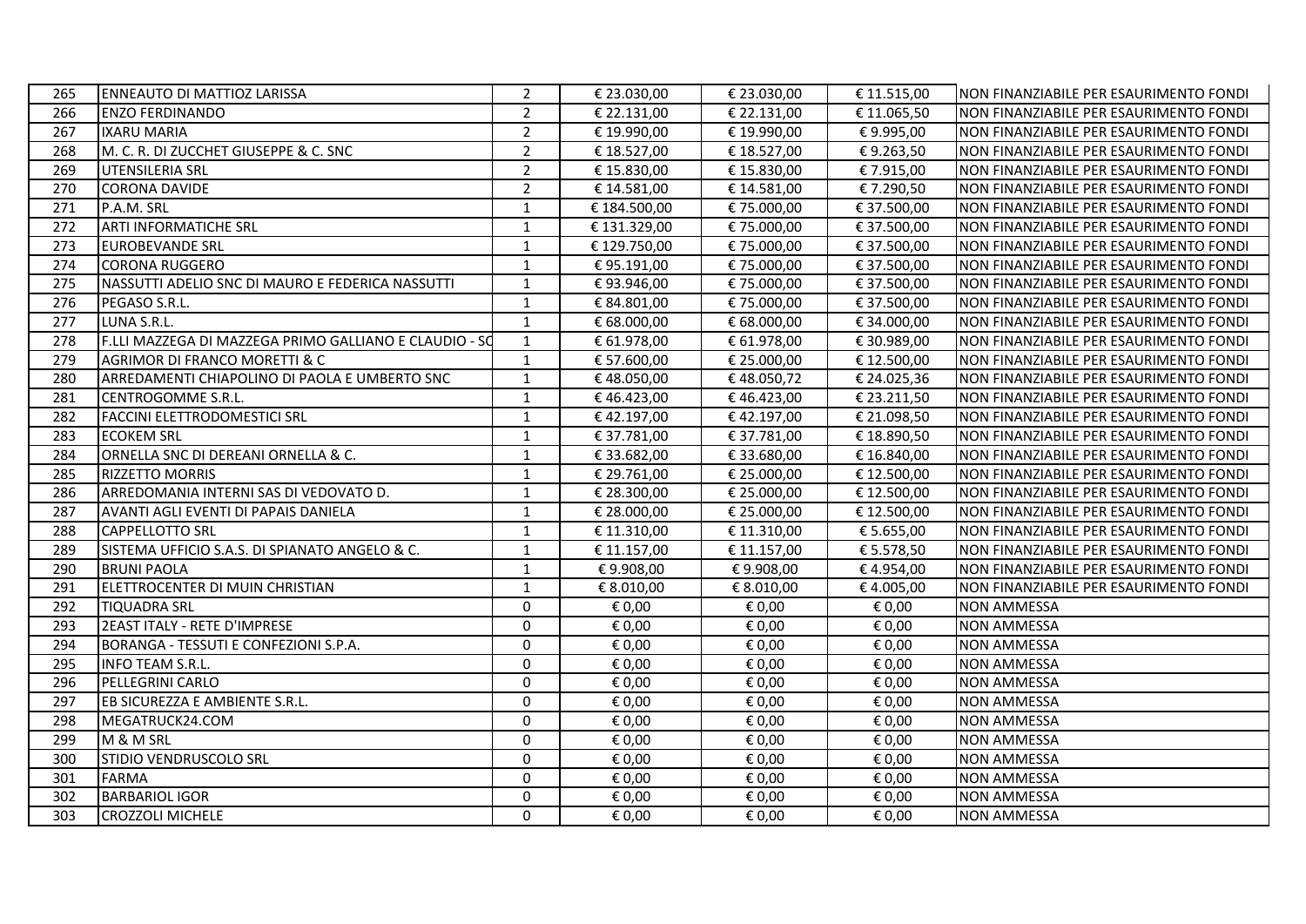| 265 | ENNEAUTO DI MATTIOZ LARISSA | 2 | € 23.030,00 | € 23.030,00 | € 11.515,00 | NON FINANZIABILE PER ESAURIMENTO FONDI |
|---|---|---|---|---|---|---|
| 266 | ENZO FERDINANDO | 2 | € 22.131,00 | € 22.131,00 | € 11.065,50 | NON FINANZIABILE PER ESAURIMENTO FONDI |
| 267 | IXARU MARIA | 2 | € 19.990,00 | € 19.990,00 | € 9.995,00 | NON FINANZIABILE PER ESAURIMENTO FONDI |
| 268 | M. C. R. DI ZUCCHET GIUSEPPE & C. SNC | 2 | € 18.527,00 | € 18.527,00 | € 9.263,50 | NON FINANZIABILE PER ESAURIMENTO FONDI |
| 269 | UTENSILERIA SRL | 2 | € 15.830,00 | € 15.830,00 | € 7.915,00 | NON FINANZIABILE PER ESAURIMENTO FONDI |
| 270 | CORONA DAVIDE | 2 | € 14.581,00 | € 14.581,00 | € 7.290,50 | NON FINANZIABILE PER ESAURIMENTO FONDI |
| 271 | P.A.M. SRL | 1 | € 184.500,00 | € 75.000,00 | € 37.500,00 | NON FINANZIABILE PER ESAURIMENTO FONDI |
| 272 | ARTI INFORMATICHE SRL | 1 | € 131.329,00 | € 75.000,00 | € 37.500,00 | NON FINANZIABILE PER ESAURIMENTO FONDI |
| 273 | EUROBEVANDE SRL | 1 | € 129.750,00 | € 75.000,00 | € 37.500,00 | NON FINANZIABILE PER ESAURIMENTO FONDI |
| 274 | CORONA RUGGERO | 1 | € 95.191,00 | € 75.000,00 | € 37.500,00 | NON FINANZIABILE PER ESAURIMENTO FONDI |
| 275 | NASSUTTI ADELIO SNC DI MAURO E FEDERICA NASSUTTI | 1 | € 93.946,00 | € 75.000,00 | € 37.500,00 | NON FINANZIABILE PER ESAURIMENTO FONDI |
| 276 | PEGASO S.R.L. | 1 | € 84.801,00 | € 75.000,00 | € 37.500,00 | NON FINANZIABILE PER ESAURIMENTO FONDI |
| 277 | LUNA S.R.L. | 1 | € 68.000,00 | € 68.000,00 | € 34.000,00 | NON FINANZIABILE PER ESAURIMENTO FONDI |
| 278 | F.LLI MAZZEGA DI MAZZEGA PRIMO GALLIANO E CLAUDIO - SC | 1 | € 61.978,00 | € 61.978,00 | € 30.989,00 | NON FINANZIABILE PER ESAURIMENTO FONDI |
| 279 | AGRIMOR DI FRANCO MORETTI & C | 1 | € 57.600,00 | € 25.000,00 | € 12.500,00 | NON FINANZIABILE PER ESAURIMENTO FONDI |
| 280 | ARREDAMENTI CHIAPOLINO DI PAOLA E UMBERTO SNC | 1 | € 48.050,00 | € 48.050,72 | € 24.025,36 | NON FINANZIABILE PER ESAURIMENTO FONDI |
| 281 | CENTROGOMME S.R.L. | 1 | € 46.423,00 | € 46.423,00 | € 23.211,50 | NON FINANZIABILE PER ESAURIMENTO FONDI |
| 282 | FACCINI ELETTRODOMESTICI SRL | 1 | € 42.197,00 | € 42.197,00 | € 21.098,50 | NON FINANZIABILE PER ESAURIMENTO FONDI |
| 283 | ECOKEM SRL | 1 | € 37.781,00 | € 37.781,00 | € 18.890,50 | NON FINANZIABILE PER ESAURIMENTO FONDI |
| 284 | ORNELLA SNC DI DEREANI ORNELLA & C. | 1 | € 33.682,00 | € 33.680,00 | € 16.840,00 | NON FINANZIABILE PER ESAURIMENTO FONDI |
| 285 | RIZZETTO MORRIS | 1 | € 29.761,00 | € 25.000,00 | € 12.500,00 | NON FINANZIABILE PER ESAURIMENTO FONDI |
| 286 | ARREDOMANIA INTERNI SAS DI VEDOVATO D. | 1 | € 28.300,00 | € 25.000,00 | € 12.500,00 | NON FINANZIABILE PER ESAURIMENTO FONDI |
| 287 | AVANTI AGLI EVENTI DI PAPAIS DANIELA | 1 | € 28.000,00 | € 25.000,00 | € 12.500,00 | NON FINANZIABILE PER ESAURIMENTO FONDI |
| 288 | CAPPELLOTTO SRL | 1 | € 11.310,00 | € 11.310,00 | € 5.655,00 | NON FINANZIABILE PER ESAURIMENTO FONDI |
| 289 | SISTEMA UFFICIO S.A.S. DI SPIANATO ANGELO & C. | 1 | € 11.157,00 | € 11.157,00 | € 5.578,50 | NON FINANZIABILE PER ESAURIMENTO FONDI |
| 290 | BRUNI PAOLA | 1 | € 9.908,00 | € 9.908,00 | € 4.954,00 | NON FINANZIABILE PER ESAURIMENTO FONDI |
| 291 | ELETTROCENTER DI MUIN CHRISTIAN | 1 | € 8.010,00 | € 8.010,00 | € 4.005,00 | NON FINANZIABILE PER ESAURIMENTO FONDI |
| 292 | TIQUADRA SRL | 0 | € 0,00 | € 0,00 | € 0,00 | NON AMMESSA |
| 293 | 2EAST ITALY - RETE D'IMPRESE | 0 | € 0,00 | € 0,00 | € 0,00 | NON AMMESSA |
| 294 | BORANGA - TESSUTI E CONFEZIONI S.P.A. | 0 | € 0,00 | € 0,00 | € 0,00 | NON AMMESSA |
| 295 | INFO TEAM S.R.L. | 0 | € 0,00 | € 0,00 | € 0,00 | NON AMMESSA |
| 296 | PELLEGRINI CARLO | 0 | € 0,00 | € 0,00 | € 0,00 | NON AMMESSA |
| 297 | EB SICUREZZA E AMBIENTE S.R.L. | 0 | € 0,00 | € 0,00 | € 0,00 | NON AMMESSA |
| 298 | MEGATRUCK24.COM | 0 | € 0,00 | € 0,00 | € 0,00 | NON AMMESSA |
| 299 | M & M SRL | 0 | € 0,00 | € 0,00 | € 0,00 | NON AMMESSA |
| 300 | STIDIO VENDRUSCOLO SRL | 0 | € 0,00 | € 0,00 | € 0,00 | NON AMMESSA |
| 301 | FARMA | 0 | € 0,00 | € 0,00 | € 0,00 | NON AMMESSA |
| 302 | BARBARIOL IGOR | 0 | € 0,00 | € 0,00 | € 0,00 | NON AMMESSA |
| 303 | CROZZOLI MICHELE | 0 | € 0,00 | € 0,00 | € 0,00 | NON AMMESSA |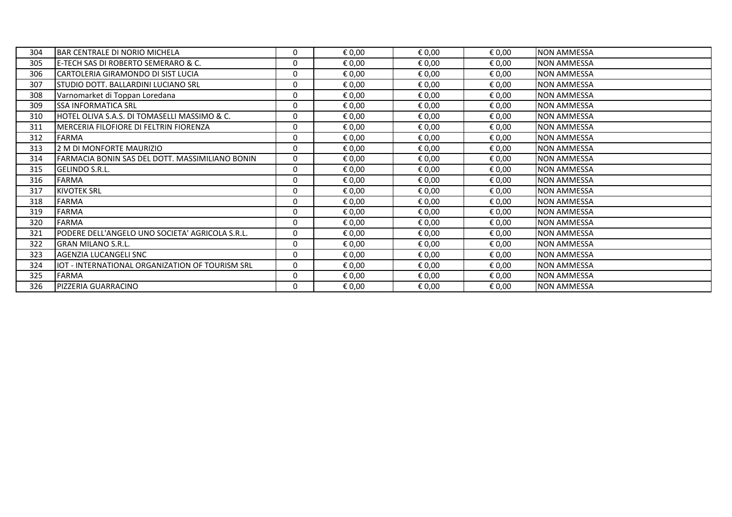| | | | | | | |
|---|---|---|---|---|---|---|
| 304 | BAR CENTRALE DI NORIO MICHELA | 0 | € 0,00 | € 0,00 | € 0,00 | NON AMMESSA |
| 305 | E-TECH SAS DI ROBERTO SEMERARO & C. | 0 | € 0,00 | € 0,00 | € 0,00 | NON AMMESSA |
| 306 | CARTOLERIA GIRAMONDO DI SIST LUCIA | 0 | € 0,00 | € 0,00 | € 0,00 | NON AMMESSA |
| 307 | STUDIO DOTT. BALLARDINI LUCIANO SRL | 0 | € 0,00 | € 0,00 | € 0,00 | NON AMMESSA |
| 308 | Varnomarket di Toppan Loredana | 0 | € 0,00 | € 0,00 | € 0,00 | NON AMMESSA |
| 309 | SSA INFORMATICA SRL | 0 | € 0,00 | € 0,00 | € 0,00 | NON AMMESSA |
| 310 | HOTEL OLIVA S.A.S. DI TOMASELLI MASSIMO & C. | 0 | € 0,00 | € 0,00 | € 0,00 | NON AMMESSA |
| 311 | MERCERIA FILOFIORE DI FELTRIN FIORENZA | 0 | € 0,00 | € 0,00 | € 0,00 | NON AMMESSA |
| 312 | FARMA | 0 | € 0,00 | € 0,00 | € 0,00 | NON AMMESSA |
| 313 | 2 M DI MONFORTE MAURIZIO | 0 | € 0,00 | € 0,00 | € 0,00 | NON AMMESSA |
| 314 | FARMACIA BONIN SAS DEL DOTT. MASSIMILIANO BONIN | 0 | € 0,00 | € 0,00 | € 0,00 | NON AMMESSA |
| 315 | GELINDO S.R.L. | 0 | € 0,00 | € 0,00 | € 0,00 | NON AMMESSA |
| 316 | FARMA | 0 | € 0,00 | € 0,00 | € 0,00 | NON AMMESSA |
| 317 | KIVOTEK SRL | 0 | € 0,00 | € 0,00 | € 0,00 | NON AMMESSA |
| 318 | FARMA | 0 | € 0,00 | € 0,00 | € 0,00 | NON AMMESSA |
| 319 | FARMA | 0 | € 0,00 | € 0,00 | € 0,00 | NON AMMESSA |
| 320 | FARMA | 0 | € 0,00 | € 0,00 | € 0,00 | NON AMMESSA |
| 321 | PODERE DELL'ANGELO UNO SOCIETA' AGRICOLA S.R.L. | 0 | € 0,00 | € 0,00 | € 0,00 | NON AMMESSA |
| 322 | GRAN MILANO S.R.L. | 0 | € 0,00 | € 0,00 | € 0,00 | NON AMMESSA |
| 323 | AGENZIA LUCANGELI SNC | 0 | € 0,00 | € 0,00 | € 0,00 | NON AMMESSA |
| 324 | IOT - INTERNATIONAL ORGANIZATION OF TOURISM SRL | 0 | € 0,00 | € 0,00 | € 0,00 | NON AMMESSA |
| 325 | FARMA | 0 | € 0,00 | € 0,00 | € 0,00 | NON AMMESSA |
| 326 | PIZZERIA GUARRACINO | 0 | € 0,00 | € 0,00 | € 0,00 | NON AMMESSA |